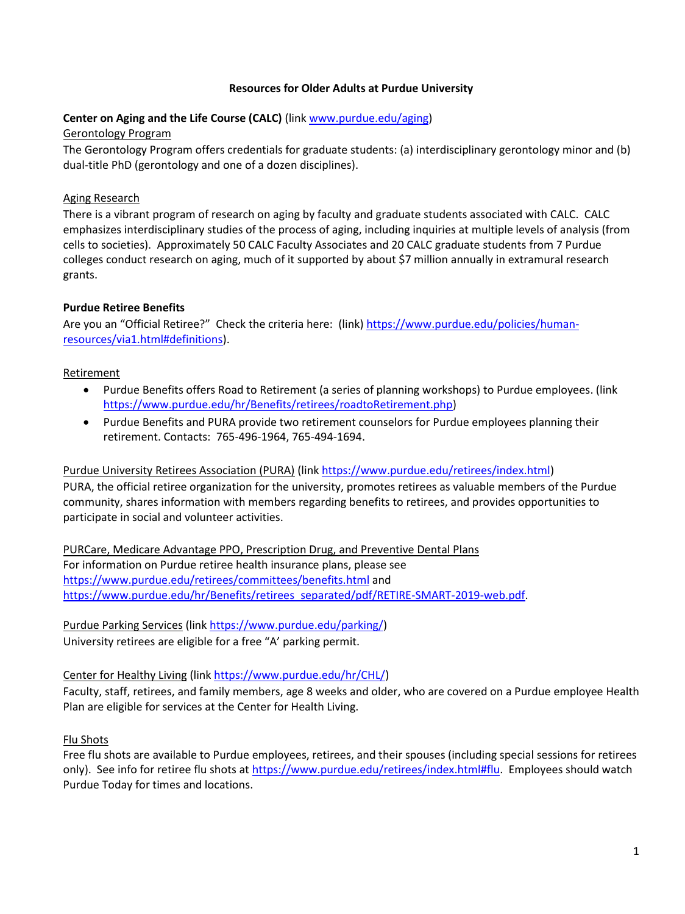# Resources for Older Adults at Purdue University

**Center on Aging and the Life Course (CALC)** (link www.purdue.edu/aging)

Gerontology Program

The Gerontology Program offers credentials for graduate students: (a) interdisciplinary gerontology minor and (b) dual-title PhD (gerontology and one of a dozen disciplines).

Aging Research

There is a vibrant program of research on aging by faculty and graduate students associated with CALC. CALC emphasizes interdisciplinary studies of the process of aging, including inquiries at multiple levels of analysis (from cells to societies). Approximately 50 CALC Faculty Associates and 20 CALC graduate students from 7 Purdue colleges conduct research on aging, much of it supported by about $7 million annually in extramural research grants.

**Purdue Retiree Benefits**

Are you an "Official Retiree?" Check the criteria here: (link) https://www.purdue.edu/policies/human-resources/via1.html#definitions).

Retirement

- Purdue Benefits offers Road to Retirement (a series of planning workshops) to Purdue employees. (link https://www.purdue.edu/hr/Benefits/retirees/roadtoRetirement.php)
- Purdue Benefits and PURA provide two retirement counselors for Purdue employees planning their retirement. Contacts: 765-496-1964, 765-494-1694.

Purdue University Retirees Association (PURA) (link https://www.purdue.edu/retirees/index.html)

PURA, the official retiree organization for the university, promotes retirees as valuable members of the Purdue community, shares information with members regarding benefits to retirees, and provides opportunities to participate in social and volunteer activities.

PURCare, Medicare Advantage PPO, Prescription Drug, and Preventive Dental Plans

For information on Purdue retiree health insurance plans, please see https://www.purdue.edu/retirees/committees/benefits.html and https://www.purdue.edu/hr/Benefits/retirees_separated/pdf/RETIRE-SMART-2019-web.pdf.

Purdue Parking Services (link https://www.purdue.edu/parking/)

University retirees are eligible for a free "A' parking permit.

Center for Healthy Living (link https://www.purdue.edu/hr/CHL/)

Faculty, staff, retirees, and family members, age 8 weeks and older, who are covered on a Purdue employee Health Plan are eligible for services at the Center for Health Living.

Flu Shots

Free flu shots are available to Purdue employees, retirees, and their spouses (including special sessions for retirees only). See info for retiree flu shots at https://www.purdue.edu/retirees/index.html#flu. Employees should watch Purdue Today for times and locations.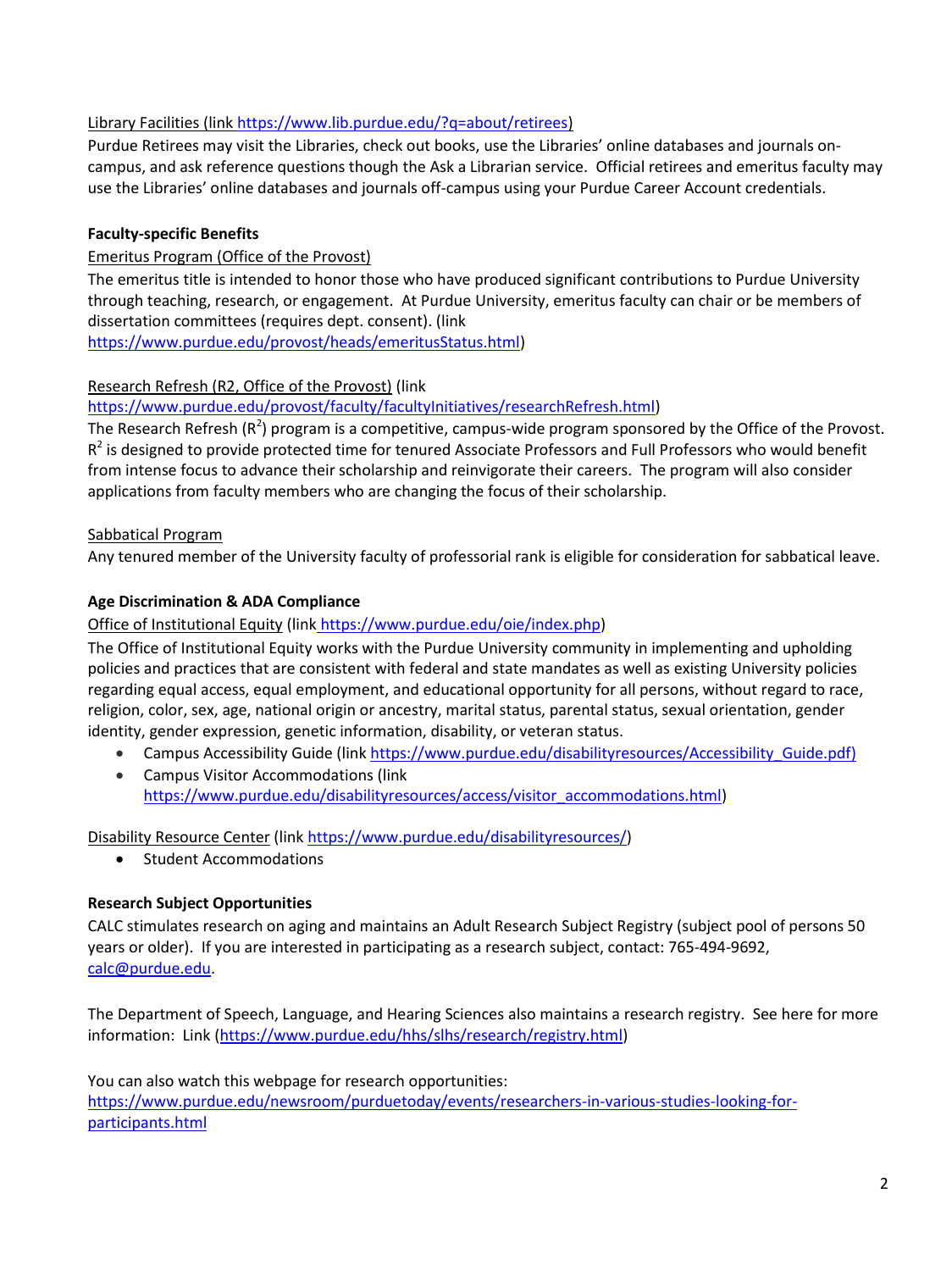Library Facilities (link https://www.lib.purdue.edu/?q=about/retirees)

Purdue Retirees may visit the Libraries, check out books, use the Libraries' online databases and journals on-campus, and ask reference questions though the Ask a Librarian service. Official retirees and emeritus faculty may use the Libraries' online databases and journals off-campus using your Purdue Career Account credentials.

**Faculty-specific Benefits**

Emeritus Program (Office of the Provost)

The emeritus title is intended to honor those who have produced significant contributions to Purdue University through teaching, research, or engagement. At Purdue University, emeritus faculty can chair or be members of dissertation committees (requires dept. consent). (link https://www.purdue.edu/provost/heads/emeritusStatus.html)

Research Refresh (R2, Office of the Provost) (link https://www.purdue.edu/provost/faculty/facultyInitiatives/researchRefresh.html)

The Research Refresh ($R^2$) program is a competitive, campus-wide program sponsored by the Office of the Provost. $R^2$ is designed to provide protected time for tenured Associate Professors and Full Professors who would benefit from intense focus to advance their scholarship and reinvigorate their careers. The program will also consider applications from faculty members who are changing the focus of their scholarship.

Sabbatical Program

Any tenured member of the University faculty of professorial rank is eligible for consideration for sabbatical leave.

**Age Discrimination & ADA Compliance**

Office of Institutional Equity (link https://www.purdue.edu/oie/index.php)

The Office of Institutional Equity works with the Purdue University community in implementing and upholding policies and practices that are consistent with federal and state mandates as well as existing University policies regarding equal access, equal employment, and educational opportunity for all persons, without regard to race, religion, color, sex, age, national origin or ancestry, marital status, parental status, sexual orientation, gender identity, gender expression, genetic information, disability, or veteran status.

- Campus Accessibility Guide (link https://www.purdue.edu/disabilityresources/Accessibility_Guide.pdf)
- Campus Visitor Accommodations (link https://www.purdue.edu/disabilityresources/access/visitor_accommodations.html)

Disability Resource Center (link https://www.purdue.edu/disabilityresources/)

- Student Accommodations

**Research Subject Opportunities**

CALC stimulates research on aging and maintains an Adult Research Subject Registry (subject pool of persons 50 years or older). If you are interested in participating as a research subject, contact: 765-494-9692, calc@purdue.edu.

The Department of Speech, Language, and Hearing Sciences also maintains a research registry. See here for more information: Link (https://www.purdue.edu/hhs/slhs/research/registry.html)

You can also watch this webpage for research opportunities: https://www.purdue.edu/newsroom/purduetoday/events/researchers-in-various-studies-looking-for-participants.html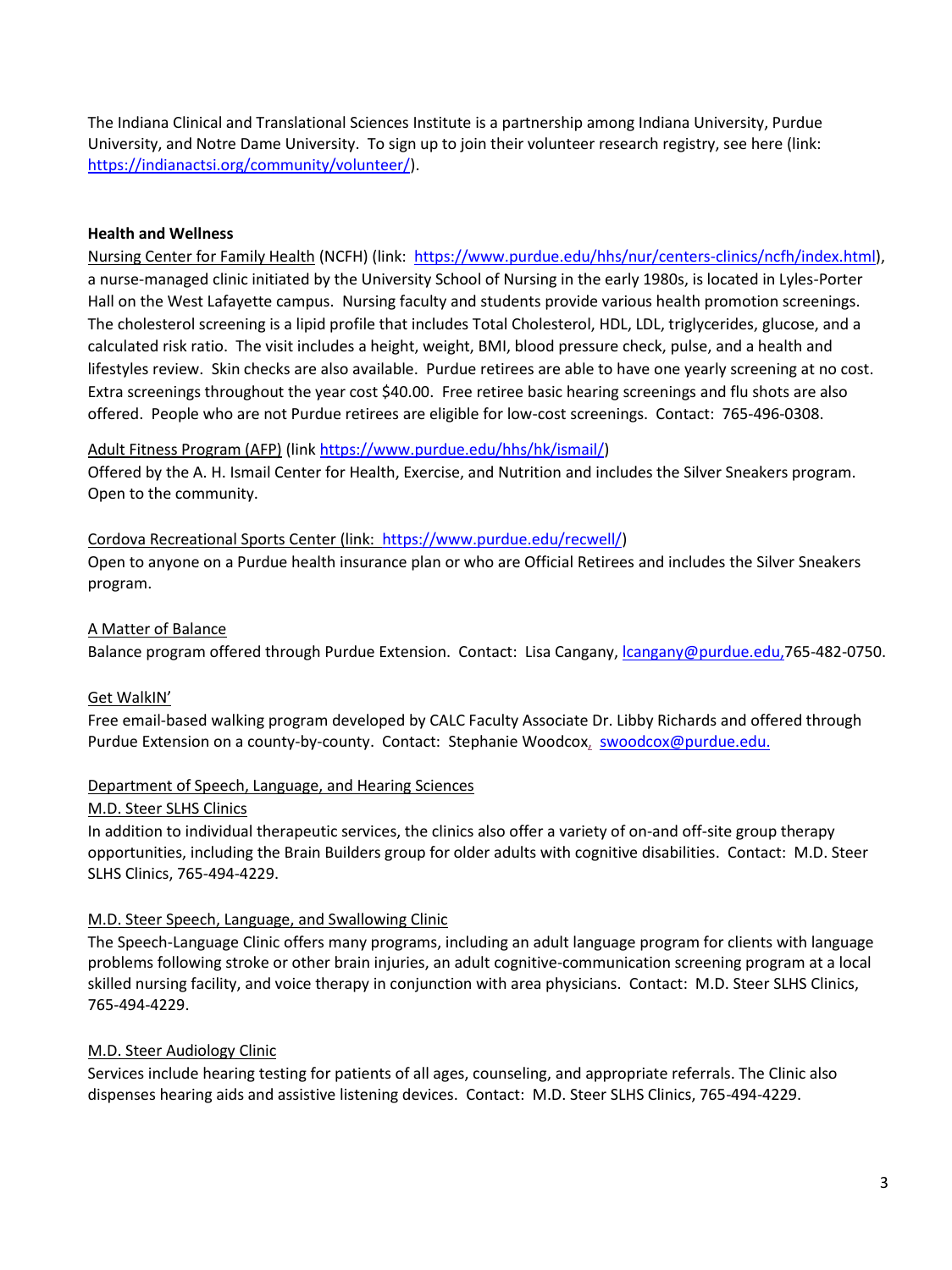The Indiana Clinical and Translational Sciences Institute is a partnership among Indiana University, Purdue University, and Notre Dame University. To sign up to join their volunteer research registry, see here (link: [https://indianactsi.org/community/volunteer/](https://indianactsi.org/community/volunteer/)).

**Health and Wellness**

Nursing Center for Family Health (NCFH) (link: [https://www.purdue.edu/hhs/nur/centers-clinics/ncfh/index.html](https://www.purdue.edu/hhs/nur/centers-clinics/ncfh/index.html)), a nurse-managed clinic initiated by the University School of Nursing in the early 1980s, is located in Lyles-Porter Hall on the West Lafayette campus. Nursing faculty and students provide various health promotion screenings. The cholesterol screening is a lipid profile that includes Total Cholesterol, HDL, LDL, triglycerides, glucose, and a calculated risk ratio. The visit includes a height, weight, BMI, blood pressure check, pulse, and a health and lifestyles review. Skin checks are also available. Purdue retirees are able to have one yearly screening at no cost. Extra screenings throughout the year cost $40.00. Free retiree basic hearing screenings and flu shots are also offered. People who are not Purdue retirees are eligible for low-cost screenings. Contact: 765-496-0308.

Adult Fitness Program (AFP) (link [https://www.purdue.edu/hhs/hk/ismail/](https://www.purdue.edu/hhs/hk/ismail/))
Offered by the A. H. Ismail Center for Health, Exercise, and Nutrition and includes the Silver Sneakers program. Open to the community.

Cordova Recreational Sports Center (link: [https://www.purdue.edu/recwell/](https://www.purdue.edu/recwell/))
Open to anyone on a Purdue health insurance plan or who are Official Retirees and includes the Silver Sneakers program.

A Matter of Balance
Balance program offered through Purdue Extension. Contact: Lisa Cangany, [lcangany@purdue.edu](mailto:lcangany@purdue.edu),765-482-0750.

Get WalkIN'
Free email-based walking program developed by CALC Faculty Associate Dr. Libby Richards and offered through Purdue Extension on a county-by-county. Contact: Stephanie Woodcox, [swoodcox@purdue.edu.](mailto:swoodcox@purdue.edu)

Department of Speech, Language, and Hearing Sciences
M.D. Steer SLHS Clinics
In addition to individual therapeutic services, the clinics also offer a variety of on-and off-site group therapy opportunities, including the Brain Builders group for older adults with cognitive disabilities. Contact: M.D. Steer SLHS Clinics, 765-494-4229.

M.D. Steer Speech, Language, and Swallowing Clinic
The Speech-Language Clinic offers many programs, including an adult language program for clients with language problems following stroke or other brain injuries, an adult cognitive-communication screening program at a local skilled nursing facility, and voice therapy in conjunction with area physicians. Contact: M.D. Steer SLHS Clinics, 765-494-4229.

M.D. Steer Audiology Clinic
Services include hearing testing for patients of all ages, counseling, and appropriate referrals. The Clinic also dispenses hearing aids and assistive listening devices. Contact: M.D. Steer SLHS Clinics, 765-494-4229.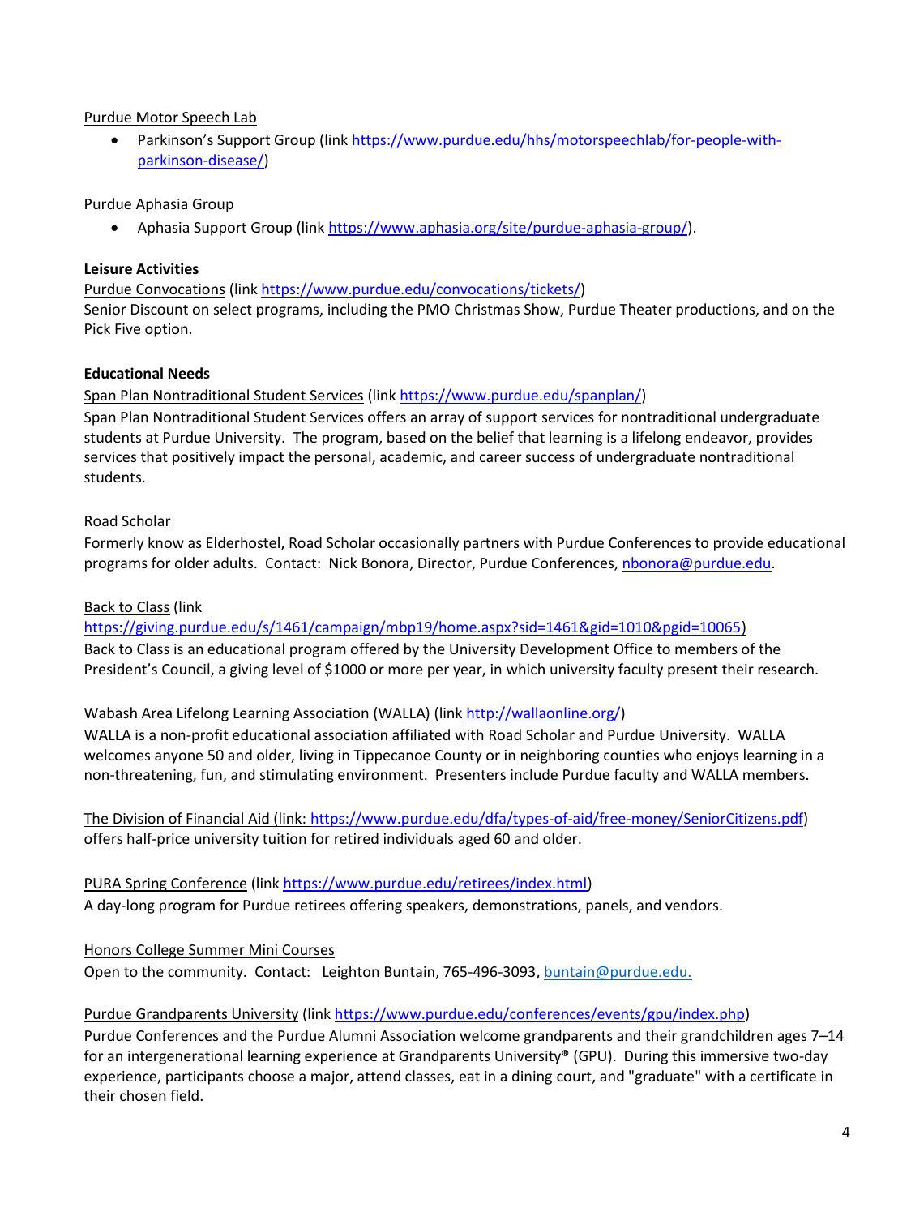Purdue Motor Speech Lab

- Parkinson's Support Group (link https://www.purdue.edu/hhs/motorspeechlab/for-people-with-parkinson-disease/)

Purdue Aphasia Group

- Aphasia Support Group (link https://www.aphasia.org/site/purdue-aphasia-group/).

**Leisure Activities**

Purdue Convocations (link https://www.purdue.edu/convocations/tickets/)
Senior Discount on select programs, including the PMO Christmas Show, Purdue Theater productions, and on the Pick Five option.

**Educational Needs**

Span Plan Nontraditional Student Services (link https://www.purdue.edu/spanplan/)
Span Plan Nontraditional Student Services offers an array of support services for nontraditional undergraduate students at Purdue University. The program, based on the belief that learning is a lifelong endeavor, provides services that positively impact the personal, academic, and career success of undergraduate nontraditional students.

Road Scholar
Formerly know as Elderhostel, Road Scholar occasionally partners with Purdue Conferences to provide educational programs for older adults. Contact: Nick Bonora, Director, Purdue Conferences, nbonora@purdue.edu.

Back to Class (link https://giving.purdue.edu/s/1461/campaign/mbp19/home.aspx?sid=1461&gid=1010&pgid=10065)
Back to Class is an educational program offered by the University Development Office to members of the President's Council, a giving level of $1000 or more per year, in which university faculty present their research.

Wabash Area Lifelong Learning Association (WALLA) (link http://wallaonline.org/)
WALLA is a non-profit educational association affiliated with Road Scholar and Purdue University. WALLA welcomes anyone 50 and older, living in Tippecanoe County or in neighboring counties who enjoys learning in a non-threatening, fun, and stimulating environment. Presenters include Purdue faculty and WALLA members.

The Division of Financial Aid (link: https://www.purdue.edu/dfa/types-of-aid/free-money/SeniorCitizens.pdf) offers half-price university tuition for retired individuals aged 60 and older.

PURA Spring Conference (link https://www.purdue.edu/retirees/index.html)
A day-long program for Purdue retirees offering speakers, demonstrations, panels, and vendors.

Honors College Summer Mini Courses
Open to the community. Contact: Leighton Buntain, 765-496-3093, buntain@purdue.edu.

Purdue Grandparents University (link https://www.purdue.edu/conferences/events/gpu/index.php)
Purdue Conferences and the Purdue Alumni Association welcome grandparents and their grandchildren ages 7–14 for an intergenerational learning experience at Grandparents University® (GPU). During this immersive two-day experience, participants choose a major, attend classes, eat in a dining court, and "graduate" with a certificate in their chosen field.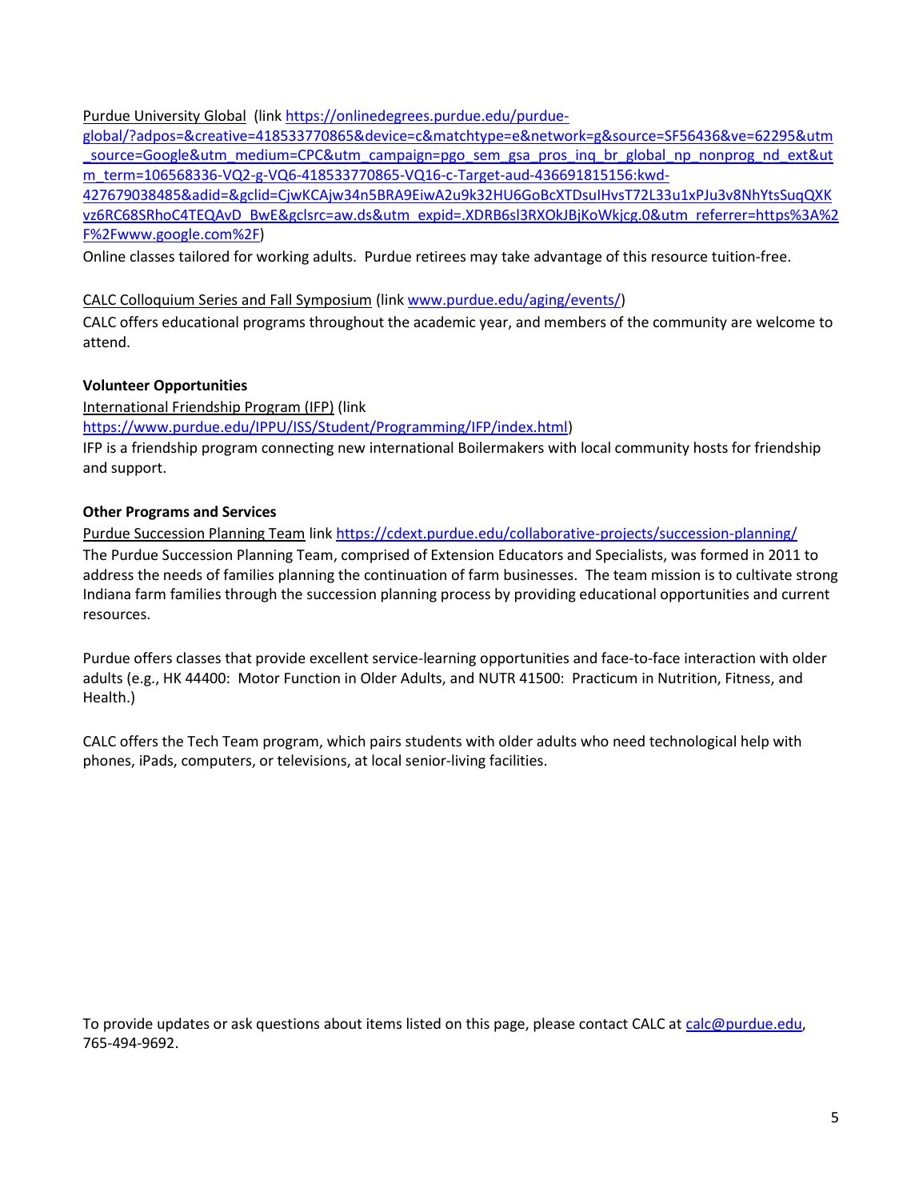Purdue University Global (link https://onlinedegrees.purdue.edu/purdue-global/?adpos=&creative=418533770865&device=c&matchtype=e&network=g&source=SF56436&ve=62295&utm_source=Google&utm_medium=CPC&utm_campaign=pgo_sem_gsa_pros_inq_br_global_np_nonprog_nd_ext&utm_term=106568336-VQ2-g-VQ6-418533770865-VQ16-c-Target-aud-436691815156:kwd-427679038485&adid=&gclid=CjwKCAjw34n5BRA9EiwA2u9k32HU6GoBcXTDsuIHvsT72L33u1xPJu3v8NhYtsSuqQXKvz6RC68SRhoC4TEQAvD_BwE&gclsrc=aw.ds&utm_expid=.XDRB6sl3RXOkJBjKoWkjcg.0&utm_referrer=https%3A%2F%2Fwww.google.com%2F)

Online classes tailored for working adults. Purdue retirees may take advantage of this resource tuition-free.

CALC Colloquium Series and Fall Symposium (link www.purdue.edu/aging/events/)

CALC offers educational programs throughout the academic year, and members of the community are welcome to attend.

**Volunteer Opportunities**

International Friendship Program (IFP) (link https://www.purdue.edu/IPPU/ISS/Student/Programming/IFP/index.html)

IFP is a friendship program connecting new international Boilermakers with local community hosts for friendship and support.

**Other Programs and Services**

Purdue Succession Planning Team link https://cdext.purdue.edu/collaborative-projects/succession-planning/

The Purdue Succession Planning Team, comprised of Extension Educators and Specialists, was formed in 2011 to address the needs of families planning the continuation of farm businesses. The team mission is to cultivate strong Indiana farm families through the succession planning process by providing educational opportunities and current resources.

Purdue offers classes that provide excellent service-learning opportunities and face-to-face interaction with older adults (e.g., HK 44400: Motor Function in Older Adults, and NUTR 41500: Practicum in Nutrition, Fitness, and Health.)

CALC offers the Tech Team program, which pairs students with older adults who need technological help with phones, iPads, computers, or televisions, at local senior-living facilities.

To provide updates or ask questions about items listed on this page, please contact CALC at calc@purdue.edu, 765-494-9692.